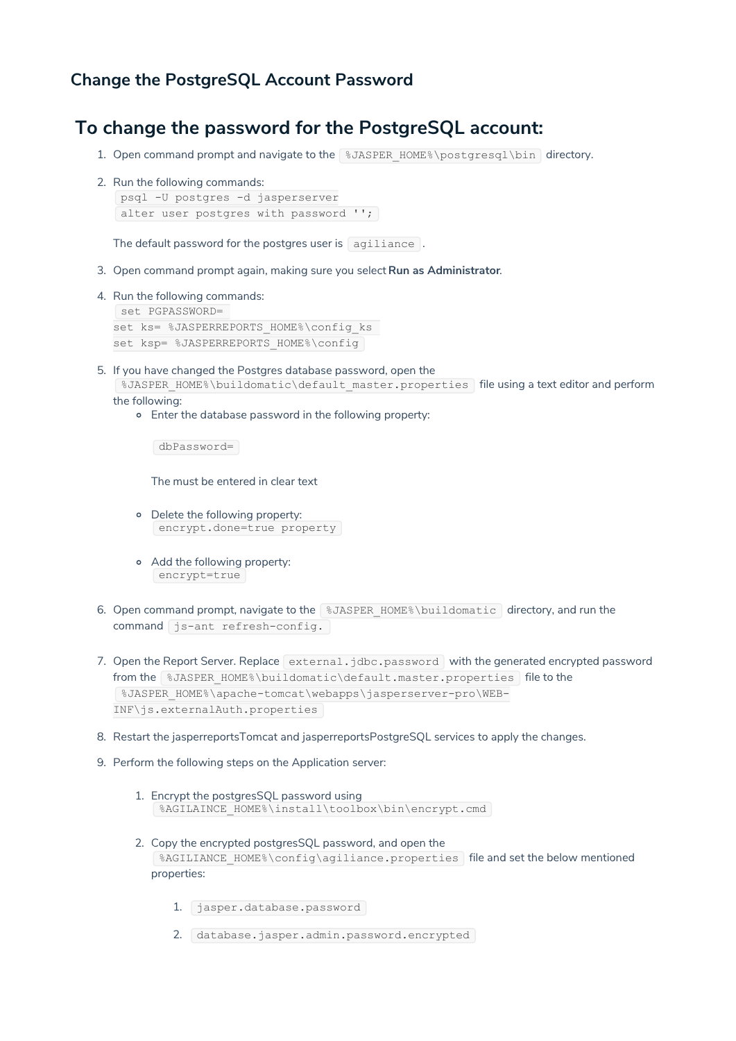## Change the PostgreSQL Account Password

# To change the password for the PostgreSQL account:

1. Open command prompt and navigate to the `%JASPER_HOME%\postgresql\bin` directory.
2. Run the following commands:
   `psql -U postgres -d jasperserver`
   `alter user postgres with password '';`

   The default password for the postgres user is `agiliance`.
3. Open command prompt again, making sure you select **Run as Administrator**.
4. Run the following commands:
   `set PGPASSWORD=`
   `set ks= %JASPERREPORTS_HOME%\config_ks`
   `set ksp= %JASPERREPORTS_HOME%\config`
5. If you have changed the Postgres database password, open the `%JASPER_HOME%\buildomatic\default_master.properties` file using a text editor and perform the following:
   - Enter the database password in the following property:

     `dbPassword=`

     The must be entered in clear text
   - Delete the following property:
     `encrypt.done=true property`
   - Add the following property:
     `encrypt=true`
6. Open command prompt, navigate to the `%JASPER_HOME%\buildomatic` directory, and run the command `js-ant refresh-config.`
7. Open the Report Server. Replace `external.jdbc.password` with the generated encrypted password from the `%JASPER_HOME%\buildomatic\default.master.properties` file to the `%JASPER_HOME%\apache-tomcat\webapps\jasperserver-pro\WEB-INF\js.externalAuth.properties`
8. Restart the jasperreportsTomcat and jasperreportsPostgreSQL services to apply the changes.
9. Perform the following steps on the Application server:
   1. Encrypt the postgresSQL password using `%AGILAINCE_HOME%\install\toolbox\bin\encrypt.cmd`
   2. Copy the encrypted postgresSQL password, and open the `%AGILIANCE_HOME%\config\agiliance.properties` file and set the below mentioned properties:
      1. `jasper.database.password`
      2. `database.jasper.admin.password.encrypted`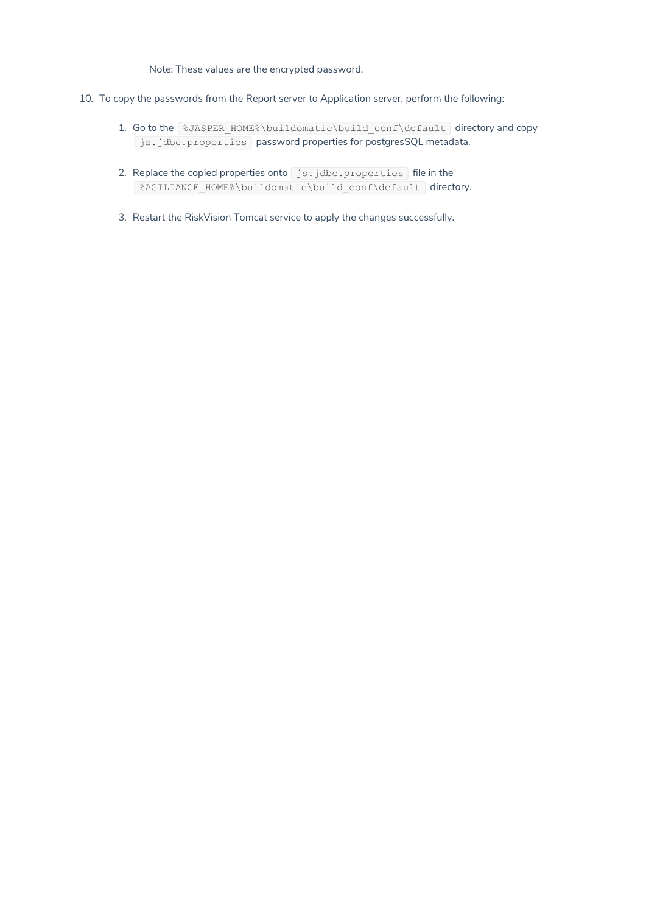Note: These values are the encrypted password.

10. To copy the passwords from the Report server to Application server, perform the following:

    1. Go to the `%JASPER_HOME%\buildomatic\build_conf\default` directory and copy `js.jdbc.properties` password properties for postgresSQL metadata.

    2. Replace the copied properties onto `js.jdbc.properties` file in the `%AGILIANCE_HOME%\buildomatic\build_conf\default` directory.

    3. Restart the RiskVision Tomcat service to apply the changes successfully.